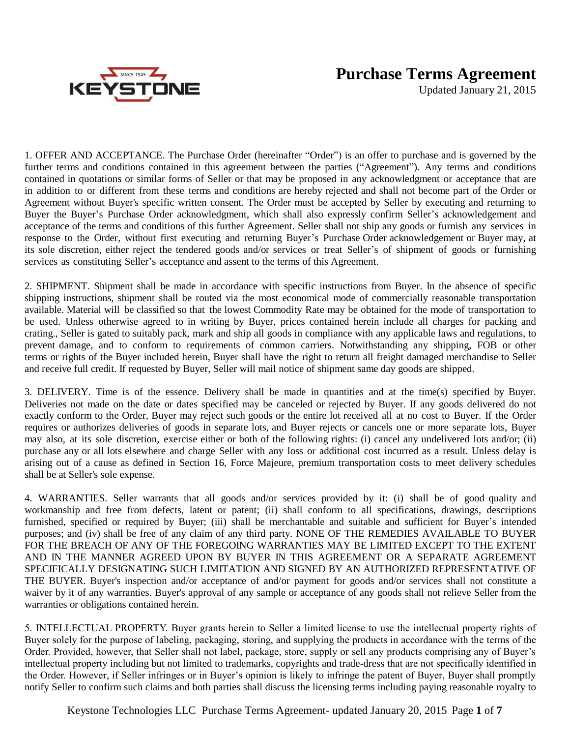KEYSTONE

SINCE 1945

# Purchase Terms Agreement

Updated January 21, 2015

1. OFFER AND ACCEPTANCE. The Purchase Order (hereinafter "Order") is an offer to purchase and is governed by the further terms and conditions contained in this agreement between the parties ("Agreement"). Any terms and conditions contained in quotations or similar forms of Seller or that may be proposed in any acknowledgment or acceptance that are in addition to or different from these terms and conditions are hereby rejected and shall not become part of the Order or Agreement without Buyer's specific written consent. The Order must be accepted by Seller by executing and returning to Buyer the Buyer's Purchase Order acknowledgment, which shall also expressly confirm Seller's acknowledgement and acceptance of the terms and conditions of this further Agreement. Seller shall not ship any goods or furnish any services in response to the Order, without first executing and returning Buyer's Purchase Order acknowledgement or Buyer may, at its sole discretion, either reject the tendered goods and/or services or treat Seller's of shipment of goods or furnishing services as constituting Seller's acceptance and assent to the terms of this Agreement.

2. SHIPMENT. Shipment shall be made in accordance with specific instructions from Buyer. In the absence of specific shipping instructions, shipment shall be routed via the most economical mode of commercially reasonable transportation available. Material will be classified so that the lowest Commodity Rate may be obtained for the mode of transportation to be used. Unless otherwise agreed to in writing by Buyer, prices contained herein include all charges for packing and crating., Seller is gated to suitably pack, mark and ship all goods in compliance with any applicable laws and regulations, to prevent damage, and to conform to requirements of common carriers. Notwithstanding any shipping, FOB or other terms or rights of the Buyer included herein, Buyer shall have the right to return all freight damaged merchandise to Seller and receive full credit. If requested by Buyer, Seller will mail notice of shipment same day goods are shipped.

3. DELIVERY. Time is of the essence. Delivery shall be made in quantities and at the time(s) specified by Buyer. Deliveries not made on the date or dates specified may be canceled or rejected by Buyer. If any goods delivered do not exactly conform to the Order, Buyer may reject such goods or the entire lot received all at no cost to Buyer. If the Order requires or authorizes deliveries of goods in separate lots, and Buyer rejects or cancels one or more separate lots, Buyer may also, at its sole discretion, exercise either or both of the following rights: (i) cancel any undelivered lots and/or; (ii) purchase any or all lots elsewhere and charge Seller with any loss or additional cost incurred as a result. Unless delay is arising out of a cause as defined in Section 16, Force Majeure, premium transportation costs to meet delivery schedules shall be at Seller's sole expense.

4. WARRANTIES. Seller warrants that all goods and/or services provided by it: (i) shall be of good quality and workmanship and free from defects, latent or patent; (ii) shall conform to all specifications, drawings, descriptions furnished, specified or required by Buyer; (iii) shall be merchantable and suitable and sufficient for Buyer's intended purposes; and (iv) shall be free of any claim of any third party. NONE OF THE REMEDIES AVAILABLE TO BUYER FOR THE BREACH OF ANY OF THE FOREGOING WARRANTIES MAY BE LIMITED EXCEPT TO THE EXTENT AND IN THE MANNER AGREED UPON BY BUYER IN THIS AGREEMENT OR A SEPARATE AGREEMENT SPECIFICALLY DESIGNATING SUCH LIMITATION AND SIGNED BY AN AUTHORIZED REPRESENTATIVE OF THE BUYER. Buyer's inspection and/or acceptance of and/or payment for goods and/or services shall not constitute a waiver by it of any warranties. Buyer's approval of any sample or acceptance of any goods shall not relieve Seller from the warranties or obligations contained herein.

5. INTELLECTUAL PROPERTY. Buyer grants herein to Seller a limited license to use the intellectual property rights of Buyer solely for the purpose of labeling, packaging, storing, and supplying the products in accordance with the terms of the Order. Provided, however, that Seller shall not label, package, store, supply or sell any products comprising any of Buyer's intellectual property including but not limited to trademarks, copyrights and trade-dress that are not specifically identified in the Order. However, if Seller infringes or in Buyer's opinion is likely to infringe the patent of Buyer, Buyer shall promptly notify Seller to confirm such claims and both parties shall discuss the licensing terms including paying reasonable royalty to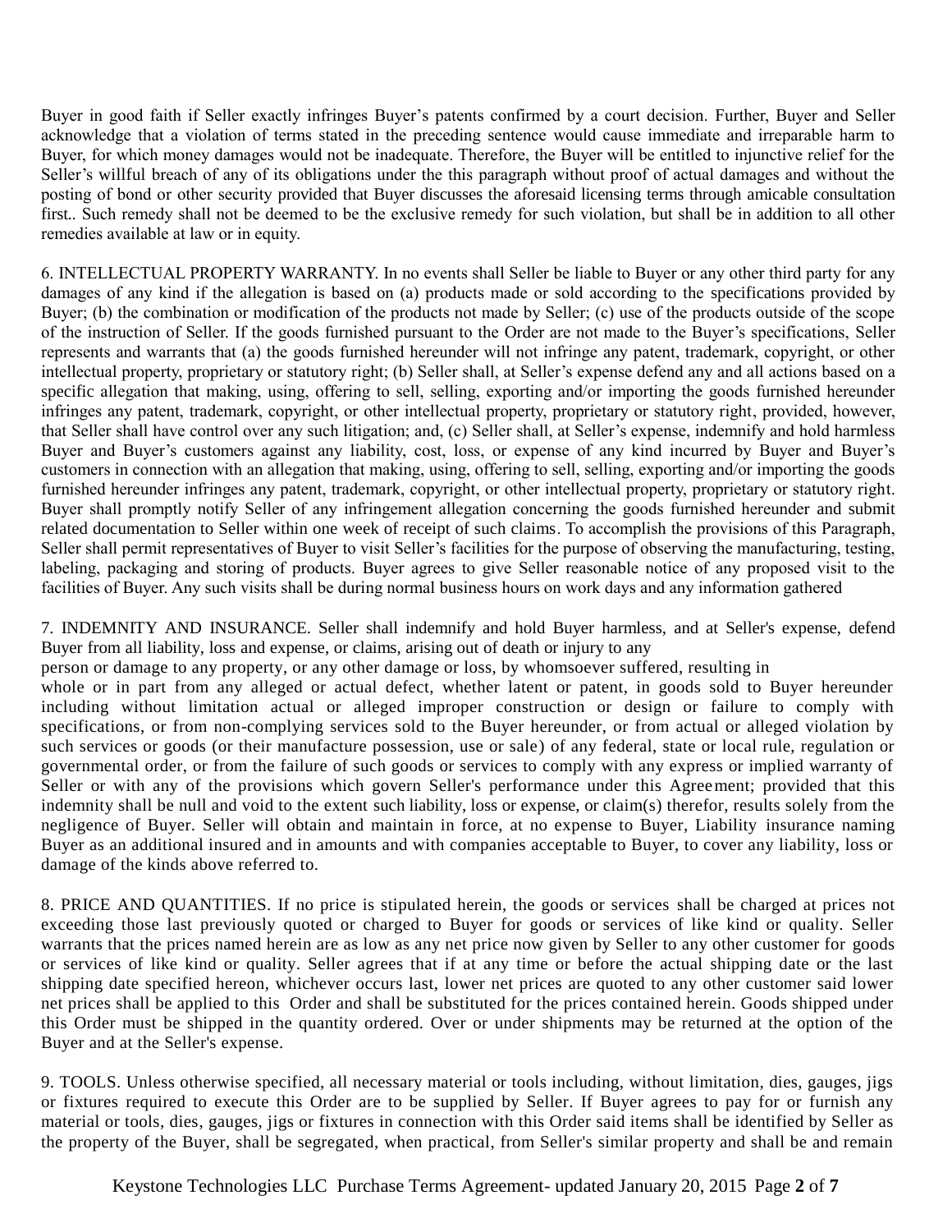Buyer in good faith if Seller exactly infringes Buyer's patents confirmed by a court decision. Further, Buyer and Seller acknowledge that a violation of terms stated in the preceding sentence would cause immediate and irreparable harm to Buyer, for which money damages would not be inadequate. Therefore, the Buyer will be entitled to injunctive relief for the Seller's willful breach of any of its obligations under the this paragraph without proof of actual damages and without the posting of bond or other security provided that Buyer discusses the aforesaid licensing terms through amicable consultation first.. Such remedy shall not be deemed to be the exclusive remedy for such violation, but shall be in addition to all other remedies available at law or in equity.

6. INTELLECTUAL PROPERTY WARRANTY. In no events shall Seller be liable to Buyer or any other third party for any damages of any kind if the allegation is based on (a) products made or sold according to the specifications provided by Buyer; (b) the combination or modification of the products not made by Seller; (c) use of the products outside of the scope of the instruction of Seller. If the goods furnished pursuant to the Order are not made to the Buyer's specifications, Seller represents and warrants that (a) the goods furnished hereunder will not infringe any patent, trademark, copyright, or other intellectual property, proprietary or statutory right; (b) Seller shall, at Seller's expense defend any and all actions based on a specific allegation that making, using, offering to sell, selling, exporting and/or importing the goods furnished hereunder infringes any patent, trademark, copyright, or other intellectual property, proprietary or statutory right, provided, however, that Seller shall have control over any such litigation; and, (c) Seller shall, at Seller's expense, indemnify and hold harmless Buyer and Buyer's customers against any liability, cost, loss, or expense of any kind incurred by Buyer and Buyer's customers in connection with an allegation that making, using, offering to sell, selling, exporting and/or importing the goods furnished hereunder infringes any patent, trademark, copyright, or other intellectual property, proprietary or statutory right. Buyer shall promptly notify Seller of any infringement allegation concerning the goods furnished hereunder and submit related documentation to Seller within one week of receipt of such claims. To accomplish the provisions of this Paragraph, Seller shall permit representatives of Buyer to visit Seller's facilities for the purpose of observing the manufacturing, testing, labeling, packaging and storing of products. Buyer agrees to give Seller reasonable notice of any proposed visit to the facilities of Buyer. Any such visits shall be during normal business hours on work days and any information gathered

7. INDEMNITY AND INSURANCE. Seller shall indemnify and hold Buyer harmless, and at Seller's expense, defend Buyer from all liability, loss and expense, or claims, arising out of death or injury to any person or damage to any property, or any other damage or loss, by whomsoever suffered, resulting in whole or in part from any alleged or actual defect, whether latent or patent, in goods sold to Buyer hereunder including without limitation actual or alleged improper construction or design or failure to comply with specifications, or from non-complying services sold to the Buyer hereunder, or from actual or alleged violation by such services or goods (or their manufacture possession, use or sale) of any federal, state or local rule, regulation or governmental order, or from the failure of such goods or services to comply with any express or implied warranty of Seller or with any of the provisions which govern Seller's performance under this Agreement; provided that this indemnity shall be null and void to the extent such liability, loss or expense, or claim(s) therefor, results solely from the negligence of Buyer. Seller will obtain and maintain in force, at no expense to Buyer, Liability insurance naming Buyer as an additional insured and in amounts and with companies acceptable to Buyer, to cover any liability, loss or damage of the kinds above referred to.

8. PRICE AND QUANTITIES. If no price is stipulated herein, the goods or services shall be charged at prices not exceeding those last previously quoted or charged to Buyer for goods or services of like kind or quality. Seller warrants that the prices named herein are as low as any net price now given by Seller to any other customer for goods or services of like kind or quality. Seller agrees that if at any time or before the actual shipping date or the last shipping date specified hereon, whichever occurs last, lower net prices are quoted to any other customer said lower net prices shall be applied to this Order and shall be substituted for the prices contained herein. Goods shipped under this Order must be shipped in the quantity ordered. Over or under shipments may be returned at the option of the Buyer and at the Seller's expense.

9. TOOLS. Unless otherwise specified, all necessary material or tools including, without limitation, dies, gauges, jigs or fixtures required to execute this Order are to be supplied by Seller. If Buyer agrees to pay for or furnish any material or tools, dies, gauges, jigs or fixtures in connection with this Order said items shall be identified by Seller as the property of the Buyer, shall be segregated, when practical, from Seller's similar property and shall be and remain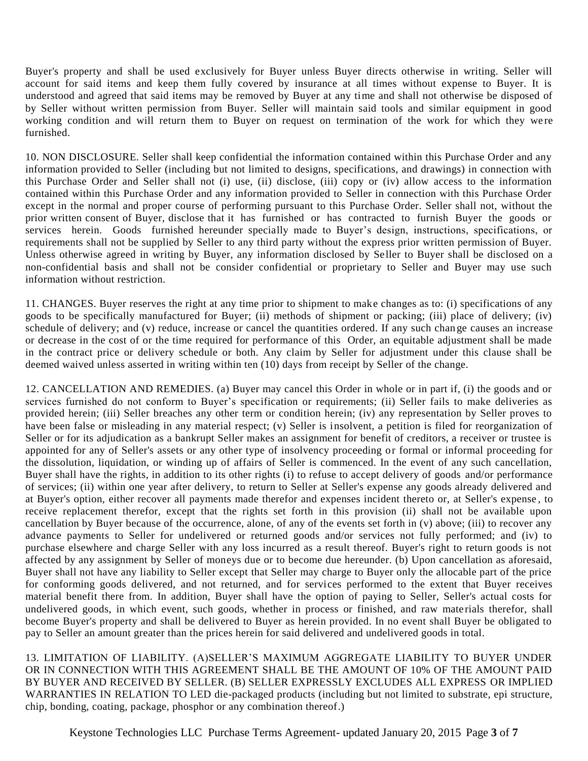Buyer's property and shall be used exclusively for Buyer unless Buyer directs otherwise in writing. Seller will account for said items and keep them fully covered by insurance at all times without expense to Buyer. It is understood and agreed that said items may be removed by Buyer at any time and shall not otherwise be disposed of by Seller without written permission from Buyer. Seller will maintain said tools and similar equipment in good working condition and will return them to Buyer on request on termination of the work for which they were furnished.

10. NON DISCLOSURE. Seller shall keep confidential the information contained within this Purchase Order and any information provided to Seller (including but not limited to designs, specifications, and drawings) in connection with this Purchase Order and Seller shall not (i) use, (ii) disclose, (iii) copy or (iv) allow access to the information contained within this Purchase Order and any information provided to Seller in connection with this Purchase Order except in the normal and proper course of performing pursuant to this Purchase Order. Seller shall not, without the prior written consent of Buyer, disclose that it has furnished or has contracted to furnish Buyer the goods or services herein. Goods furnished hereunder specially made to Buyer's design, instructions, specifications, or requirements shall not be supplied by Seller to any third party without the express prior written permission of Buyer. Unless otherwise agreed in writing by Buyer, any information disclosed by Seller to Buyer shall be disclosed on a non-confidential basis and shall not be consider confidential or proprietary to Seller and Buyer may use such information without restriction.

11. CHANGES. Buyer reserves the right at any time prior to shipment to make changes as to: (i) specifications of any goods to be specifically manufactured for Buyer; (ii) methods of shipment or packing; (iii) place of delivery; (iv) schedule of delivery; and (v) reduce, increase or cancel the quantities ordered. If any such change causes an increase or decrease in the cost of or the time required for performance of this Order, an equitable adjustment shall be made in the contract price or delivery schedule or both. Any claim by Seller for adjustment under this clause shall be deemed waived unless asserted in writing within ten (10) days from receipt by Seller of the change.

12. CANCELLATION AND REMEDIES. (a) Buyer may cancel this Order in whole or in part if, (i) the goods and or services furnished do not conform to Buyer's specification or requirements; (ii) Seller fails to make deliveries as provided herein; (iii) Seller breaches any other term or condition herein; (iv) any representation by Seller proves to have been false or misleading in any material respect; (v) Seller is insolvent, a petition is filed for reorganization of Seller or for its adjudication as a bankrupt Seller makes an assignment for benefit of creditors, a receiver or trustee is appointed for any of Seller's assets or any other type of insolvency proceeding or formal or informal proceeding for the dissolution, liquidation, or winding up of affairs of Seller is commenced. In the event of any such cancellation, Buyer shall have the rights, in addition to its other rights (i) to refuse to accept delivery of goods and/or performance of services; (ii) within one year after delivery, to return to Seller at Seller's expense any goods already delivered and at Buyer's option, either recover all payments made therefor and expenses incident thereto or, at Seller's expense, to receive replacement therefor, except that the rights set forth in this provision (ii) shall not be available upon cancellation by Buyer because of the occurrence, alone, of any of the events set forth in (v) above; (iii) to recover any advance payments to Seller for undelivered or returned goods and/or services not fully performed; and (iv) to purchase elsewhere and charge Seller with any loss incurred as a result thereof. Buyer's right to return goods is not affected by any assignment by Seller of moneys due or to become due hereunder. (b) Upon cancellation as aforesaid, Buyer shall not have any liability to Seller except that Seller may charge to Buyer only the allocable part of the price for conforming goods delivered, and not returned, and for services performed to the extent that Buyer receives material benefit there from. In addition, Buyer shall have the option of paying to Seller, Seller's actual costs for undelivered goods, in which event, such goods, whether in process or finished, and raw materials therefor, shall become Buyer's property and shall be delivered to Buyer as herein provided. In no event shall Buyer be obligated to pay to Seller an amount greater than the prices herein for said delivered and undelivered goods in total.

13. LIMITATION OF LIABILITY. (A)SELLER'S MAXIMUM AGGREGATE LIABILITY TO BUYER UNDER OR IN CONNECTION WITH THIS AGREEMENT SHALL BE THE AMOUNT OF 10% OF THE AMOUNT PAID BY BUYER AND RECEIVED BY SELLER. (B) SELLER EXPRESSLY EXCLUDES ALL EXPRESS OR IMPLIED WARRANTIES IN RELATION TO LED die-packaged products (including but not limited to substrate, epi structure, chip, bonding, coating, package, phosphor or any combination thereof.)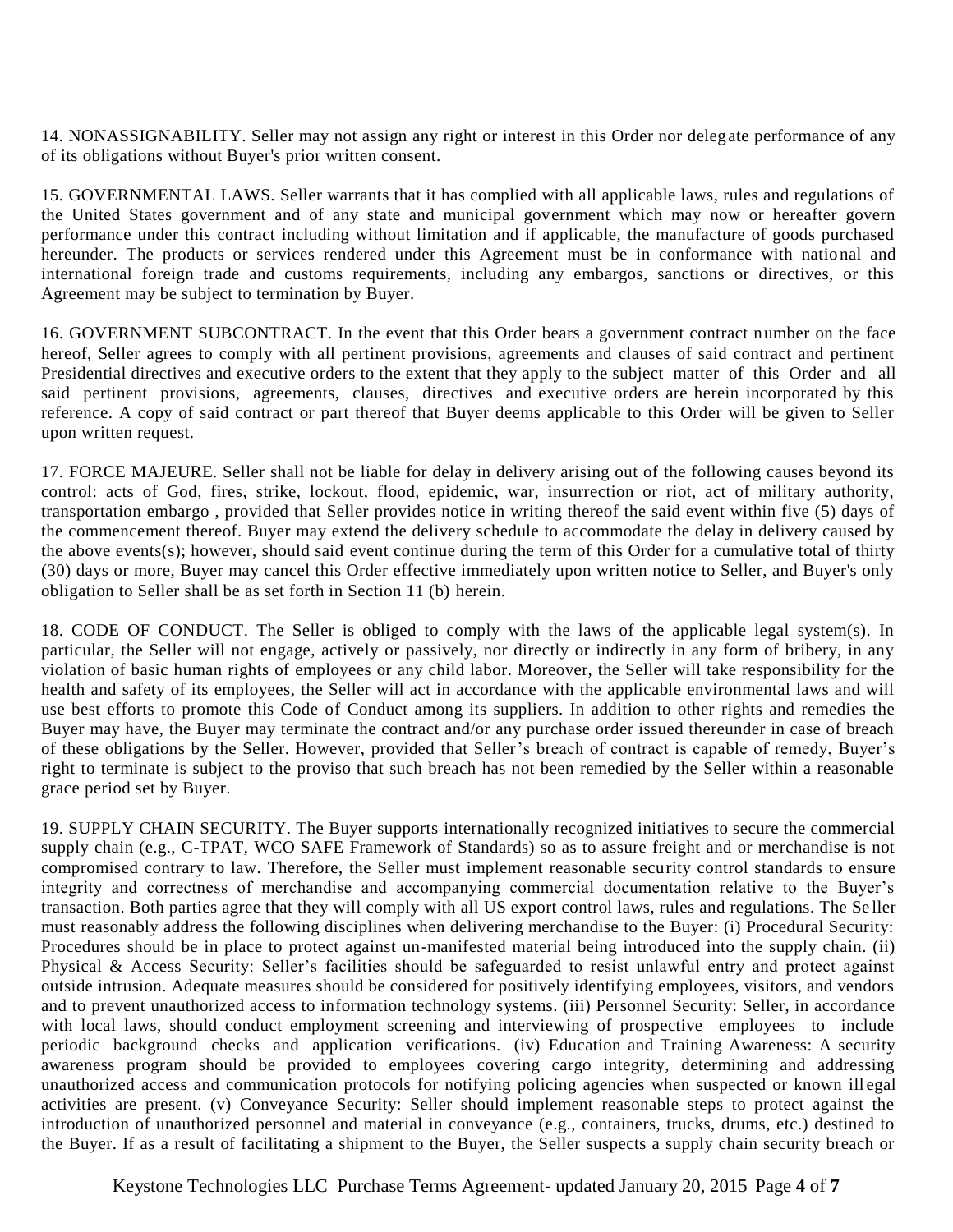14. NONASSIGNABILITY. Seller may not assign any right or interest in this Order nor delegate performance of any of its obligations without Buyer's prior written consent.

15. GOVERNMENTAL LAWS. Seller warrants that it has complied with all applicable laws, rules and regulations of the United States government and of any state and municipal government which may now or hereafter govern performance under this contract including without limitation and if applicable, the manufacture of goods purchased hereunder. The products or services rendered under this Agreement must be in conformance with national and international foreign trade and customs requirements, including any embargos, sanctions or directives, or this Agreement may be subject to termination by Buyer.

16. GOVERNMENT SUBCONTRACT. In the event that this Order bears a government contract number on the face hereof, Seller agrees to comply with all pertinent provisions, agreements and clauses of said contract and pertinent Presidential directives and executive orders to the extent that they apply to the subject matter of this Order and all said pertinent provisions, agreements, clauses, directives and executive orders are herein incorporated by this reference. A copy of said contract or part thereof that Buyer deems applicable to this Order will be given to Seller upon written request.

17. FORCE MAJEURE. Seller shall not be liable for delay in delivery arising out of the following causes beyond its control: acts of God, fires, strike, lockout, flood, epidemic, war, insurrection or riot, act of military authority, transportation embargo , provided that Seller provides notice in writing thereof the said event within five (5) days of the commencement thereof. Buyer may extend the delivery schedule to accommodate the delay in delivery caused by the above events(s); however, should said event continue during the term of this Order for a cumulative total of thirty (30) days or more, Buyer may cancel this Order effective immediately upon written notice to Seller, and Buyer's only obligation to Seller shall be as set forth in Section 11 (b) herein.

18. CODE OF CONDUCT. The Seller is obliged to comply with the laws of the applicable legal system(s). In particular, the Seller will not engage, actively or passively, nor directly or indirectly in any form of bribery, in any violation of basic human rights of employees or any child labor. Moreover, the Seller will take responsibility for the health and safety of its employees, the Seller will act in accordance with the applicable environmental laws and will use best efforts to promote this Code of Conduct among its suppliers. In addition to other rights and remedies the Buyer may have, the Buyer may terminate the contract and/or any purchase order issued thereunder in case of breach of these obligations by the Seller. However, provided that Seller's breach of contract is capable of remedy, Buyer's right to terminate is subject to the proviso that such breach has not been remedied by the Seller within a reasonable grace period set by Buyer.

19. SUPPLY CHAIN SECURITY. The Buyer supports internationally recognized initiatives to secure the commercial supply chain (e.g., C-TPAT, WCO SAFE Framework of Standards) so as to assure freight and or merchandise is not compromised contrary to law. Therefore, the Seller must implement reasonable security control standards to ensure integrity and correctness of merchandise and accompanying commercial documentation relative to the Buyer's transaction. Both parties agree that they will comply with all US export control laws, rules and regulations. The Seller must reasonably address the following disciplines when delivering merchandise to the Buyer: (i) Procedural Security: Procedures should be in place to protect against un-manifested material being introduced into the supply chain. (ii) Physical & Access Security: Seller's facilities should be safeguarded to resist unlawful entry and protect against outside intrusion. Adequate measures should be considered for positively identifying employees, visitors, and vendors and to prevent unauthorized access to information technology systems. (iii) Personnel Security: Seller, in accordance with local laws, should conduct employment screening and interviewing of prospective employees to include periodic background checks and application verifications. (iv) Education and Training Awareness: A security awareness program should be provided to employees covering cargo integrity, determining and addressing unauthorized access and communication protocols for notifying policing agencies when suspected or known illegal activities are present. (v) Conveyance Security: Seller should implement reasonable steps to protect against the introduction of unauthorized personnel and material in conveyance (e.g., containers, trucks, drums, etc.) destined to the Buyer. If as a result of facilitating a shipment to the Buyer, the Seller suspects a supply chain security breach or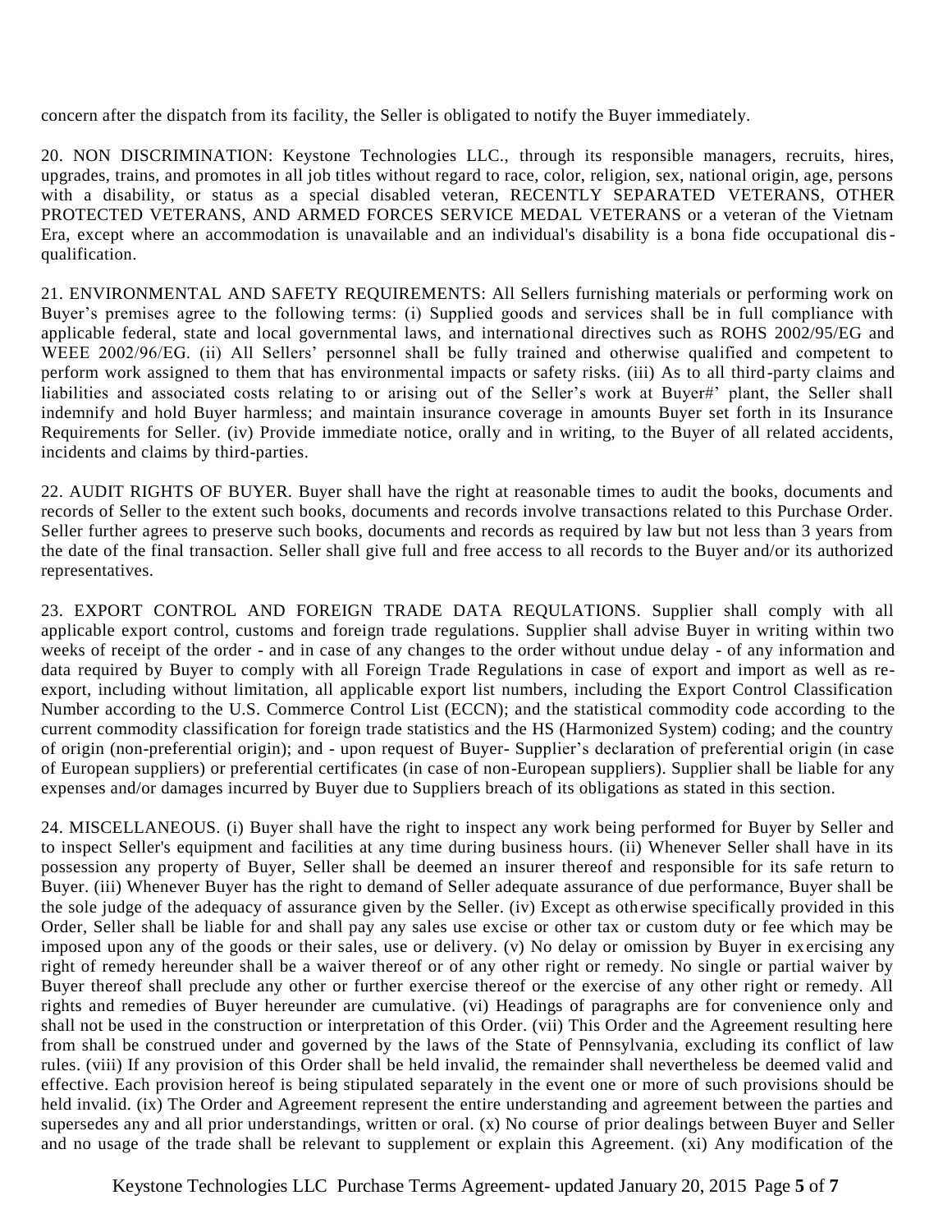concern after the dispatch from its facility, the Seller is obligated to notify the Buyer immediately.

20. NON DISCRIMINATION: Keystone Technologies LLC., through its responsible managers, recruits, hires, upgrades, trains, and promotes in all job titles without regard to race, color, religion, sex, national origin, age, persons with a disability, or status as a special disabled veteran, RECENTLY SEPARATED VETERANS, OTHER PROTECTED VETERANS, AND ARMED FORCES SERVICE MEDAL VETERANS or a veteran of the Vietnam Era, except where an accommodation is unavailable and an individual's disability is a bona fide occupational dis-qualification.

21. ENVIRONMENTAL AND SAFETY REQUIREMENTS: All Sellers furnishing materials or performing work on Buyer's premises agree to the following terms: (i) Supplied goods and services shall be in full compliance with applicable federal, state and local governmental laws, and international directives such as ROHS 2002/95/EG and WEEE 2002/96/EG. (ii) All Sellers' personnel shall be fully trained and otherwise qualified and competent to perform work assigned to them that has environmental impacts or safety risks. (iii) As to all third-party claims and liabilities and associated costs relating to or arising out of the Seller's work at Buyer#' plant, the Seller shall indemnify and hold Buyer harmless; and maintain insurance coverage in amounts Buyer set forth in its Insurance Requirements for Seller. (iv) Provide immediate notice, orally and in writing, to the Buyer of all related accidents, incidents and claims by third-parties.

22. AUDIT RIGHTS OF BUYER. Buyer shall have the right at reasonable times to audit the books, documents and records of Seller to the extent such books, documents and records involve transactions related to this Purchase Order. Seller further agrees to preserve such books, documents and records as required by law but not less than 3 years from the date of the final transaction. Seller shall give full and free access to all records to the Buyer and/or its authorized representatives.

23. EXPORT CONTROL AND FOREIGN TRADE DATA REQULATIONS. Supplier shall comply with all applicable export control, customs and foreign trade regulations. Supplier shall advise Buyer in writing within two weeks of receipt of the order - and in case of any changes to the order without undue delay - of any information and data required by Buyer to comply with all Foreign Trade Regulations in case of export and import as well as re-export, including without limitation, all applicable export list numbers, including the Export Control Classification Number according to the U.S. Commerce Control List (ECCN); and the statistical commodity code according to the current commodity classification for foreign trade statistics and the HS (Harmonized System) coding; and the country of origin (non-preferential origin); and - upon request of Buyer- Supplier's declaration of preferential origin (in case of European suppliers) or preferential certificates (in case of non-European suppliers). Supplier shall be liable for any expenses and/or damages incurred by Buyer due to Suppliers breach of its obligations as stated in this section.

24. MISCELLANEOUS. (i) Buyer shall have the right to inspect any work being performed for Buyer by Seller and to inspect Seller's equipment and facilities at any time during business hours. (ii) Whenever Seller shall have in its possession any property of Buyer, Seller shall be deemed an insurer thereof and responsible for its safe return to Buyer. (iii) Whenever Buyer has the right to demand of Seller adequate assurance of due performance, Buyer shall be the sole judge of the adequacy of assurance given by the Seller. (iv) Except as otherwise specifically provided in this Order, Seller shall be liable for and shall pay any sales use excise or other tax or custom duty or fee which may be imposed upon any of the goods or their sales, use or delivery. (v) No delay or omission by Buyer in exercising any right of remedy hereunder shall be a waiver thereof or of any other right or remedy. No single or partial waiver by Buyer thereof shall preclude any other or further exercise thereof or the exercise of any other right or remedy. All rights and remedies of Buyer hereunder are cumulative. (vi) Headings of paragraphs are for convenience only and shall not be used in the construction or interpretation of this Order. (vii) This Order and the Agreement resulting here from shall be construed under and governed by the laws of the State of Pennsylvania, excluding its conflict of law rules. (viii) If any provision of this Order shall be held invalid, the remainder shall nevertheless be deemed valid and effective. Each provision hereof is being stipulated separately in the event one or more of such provisions should be held invalid. (ix) The Order and Agreement represent the entire understanding and agreement between the parties and supersedes any and all prior understandings, written or oral. (x) No course of prior dealings between Buyer and Seller and no usage of the trade shall be relevant to supplement or explain this Agreement. (xi) Any modification of the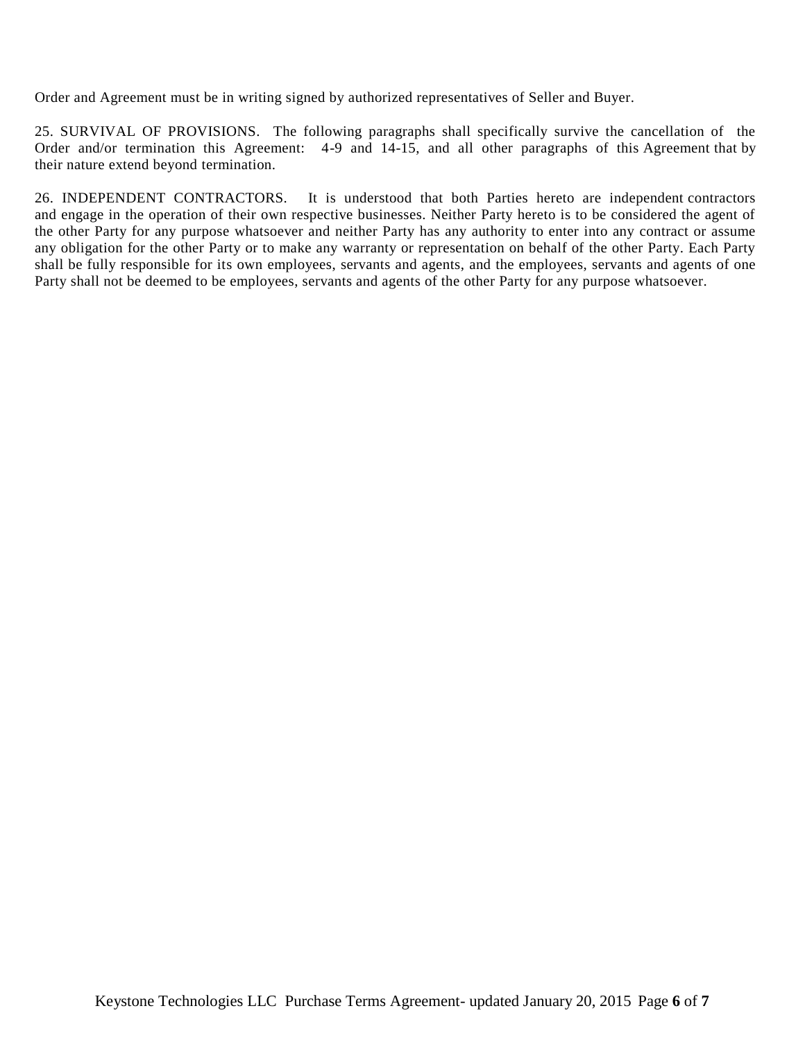Order and Agreement must be in writing signed by authorized representatives of Seller and Buyer.

25. SURVIVAL OF PROVISIONS. The following paragraphs shall specifically survive the cancellation of the Order and/or termination this Agreement: 4-9 and 14-15, and all other paragraphs of this Agreement that by their nature extend beyond termination.

26. INDEPENDENT CONTRACTORS. It is understood that both Parties hereto are independent contractors and engage in the operation of their own respective businesses. Neither Party hereto is to be considered the agent of the other Party for any purpose whatsoever and neither Party has any authority to enter into any contract or assume any obligation for the other Party or to make any warranty or representation on behalf of the other Party. Each Party shall be fully responsible for its own employees, servants and agents, and the employees, servants and agents of one Party shall not be deemed to be employees, servants and agents of the other Party for any purpose whatsoever.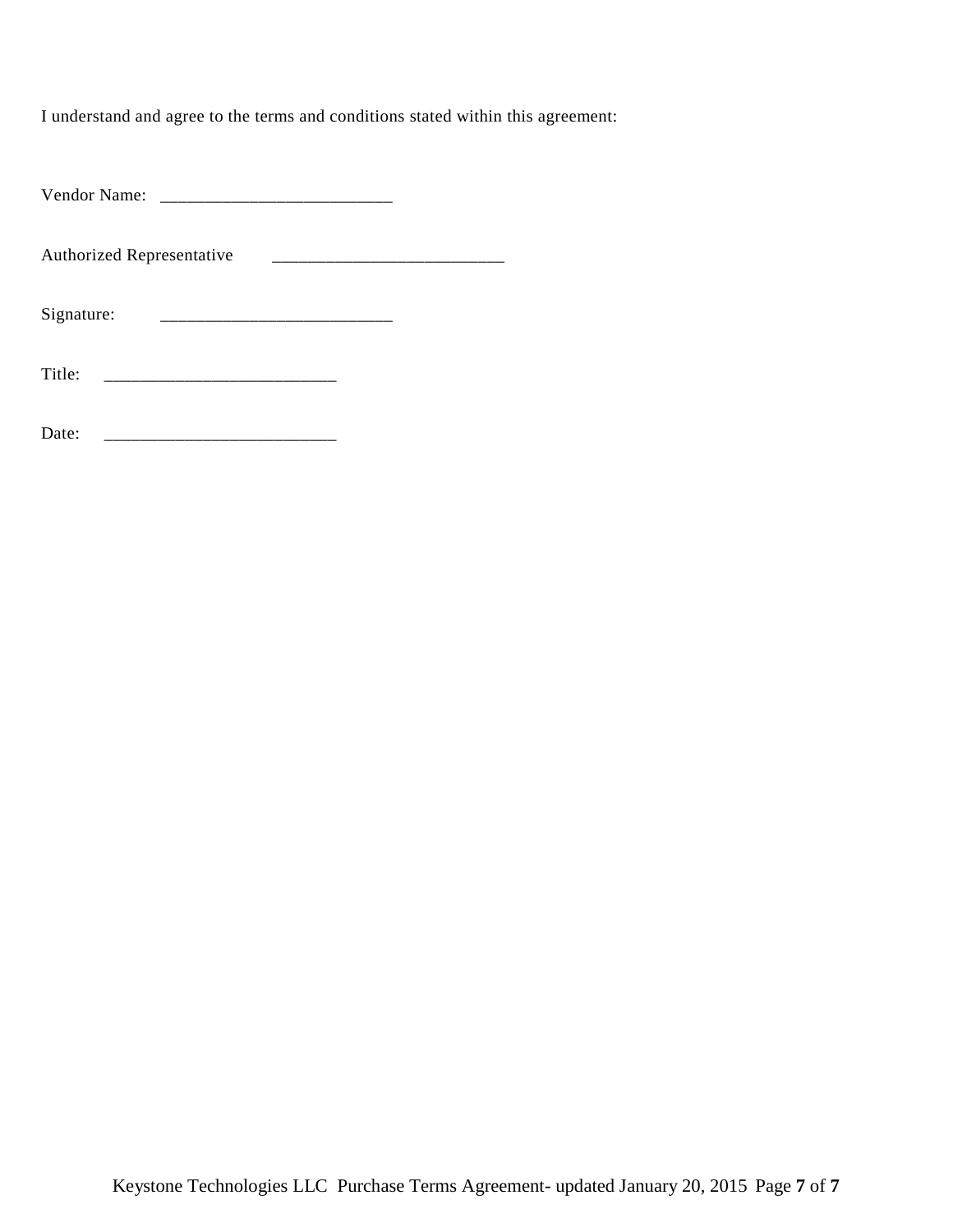I understand and agree to the terms and conditions stated within this agreement:

Vendor Name: __________________________

Authorized Representative __________________________

Signature: __________________________

Title: __________________________

Date: __________________________